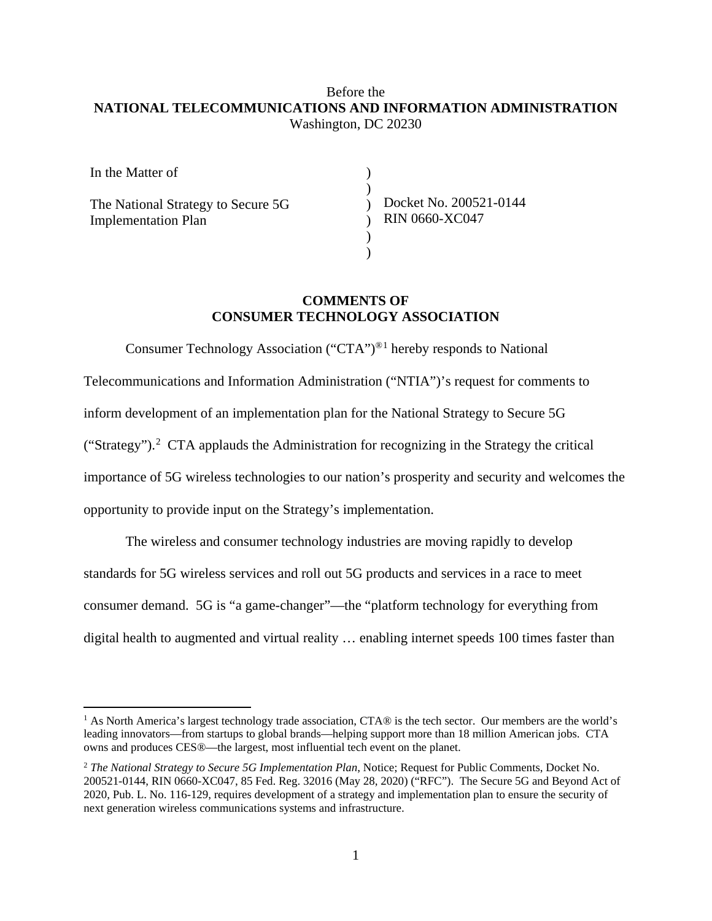Before the
**NATIONAL TELECOMMUNICATIONS AND INFORMATION ADMINISTRATION**
Washington, DC 20230

| | | |
|---|---|---|
| In the Matter of | ) | |
| | ) | |
| The National Strategy to Secure 5G Implementation Plan | ) | Docket No. 200521-0144 |
| | ) | RIN 0660-XC047 |
| | ) | |
| | ) | |

## COMMENTS OF CONSUMER TECHNOLOGY ASSOCIATION

Consumer Technology Association ("CTA")®[1] hereby responds to National Telecommunications and Information Administration ("NTIA")'s request for comments to inform development of an implementation plan for the National Strategy to Secure 5G ("Strategy").[2] CTA applauds the Administration for recognizing in the Strategy the critical importance of 5G wireless technologies to our nation's prosperity and security and welcomes the opportunity to provide input on the Strategy's implementation.

The wireless and consumer technology industries are moving rapidly to develop standards for 5G wireless services and roll out 5G products and services in a race to meet consumer demand. 5G is "a game-changer"—the "platform technology for everything from digital health to augmented and virtual reality … enabling internet speeds 100 times faster than

---

[1] As North America's largest technology trade association, CTA® is the tech sector. Our members are the world's leading innovators—from startups to global brands—helping support more than 18 million American jobs. CTA owns and produces CES®—the largest, most influential tech event on the planet.

[2] *The National Strategy to Secure 5G Implementation Plan*, Notice; Request for Public Comments, Docket No. 200521-0144, RIN 0660-XC047, 85 Fed. Reg. 32016 (May 28, 2020) ("RFC"). The Secure 5G and Beyond Act of 2020, Pub. L. No. 116-129, requires development of a strategy and implementation plan to ensure the security of next generation wireless communications systems and infrastructure.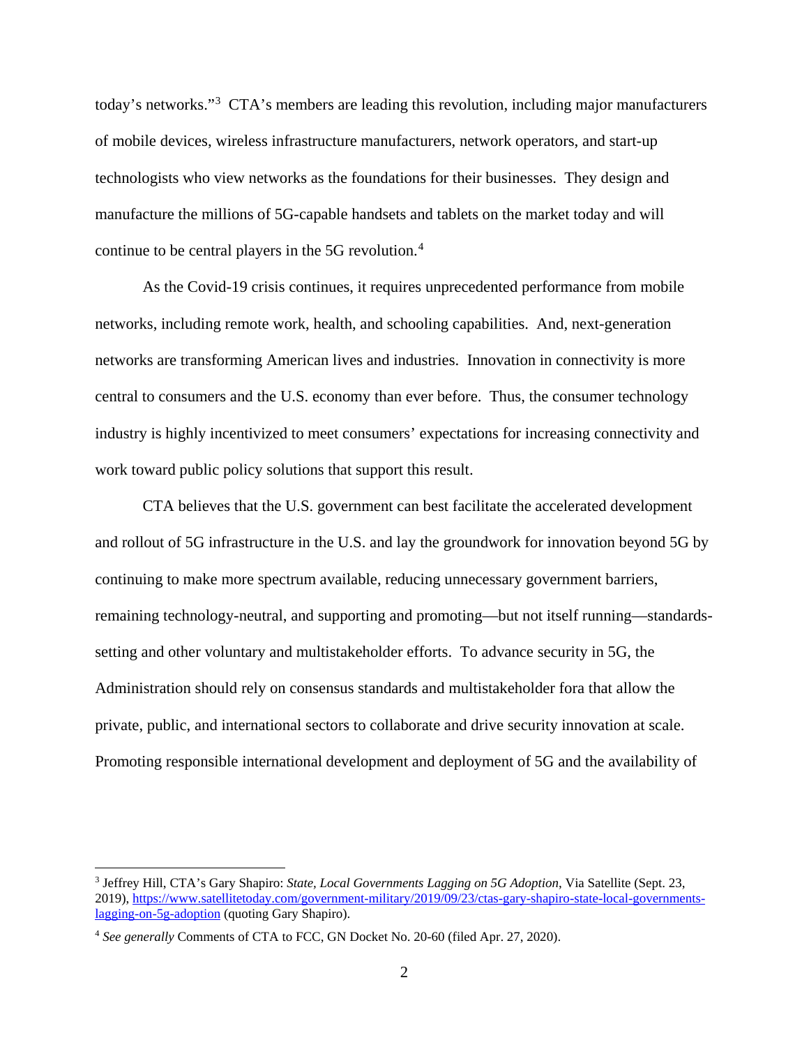today's networks."[3] CTA's members are leading this revolution, including major manufacturers of mobile devices, wireless infrastructure manufacturers, network operators, and start-up technologists who view networks as the foundations for their businesses. They design and manufacture the millions of 5G-capable handsets and tablets on the market today and will continue to be central players in the 5G revolution.[4]

As the Covid-19 crisis continues, it requires unprecedented performance from mobile networks, including remote work, health, and schooling capabilities. And, next-generation networks are transforming American lives and industries. Innovation in connectivity is more central to consumers and the U.S. economy than ever before. Thus, the consumer technology industry is highly incentivized to meet consumers' expectations for increasing connectivity and work toward public policy solutions that support this result.

CTA believes that the U.S. government can best facilitate the accelerated development and rollout of 5G infrastructure in the U.S. and lay the groundwork for innovation beyond 5G by continuing to make more spectrum available, reducing unnecessary government barriers, remaining technology-neutral, and supporting and promoting—but not itself running—standards-setting and other voluntary and multistakeholder efforts. To advance security in 5G, the Administration should rely on consensus standards and multistakeholder fora that allow the private, public, and international sectors to collaborate and drive security innovation at scale. Promoting responsible international development and deployment of 5G and the availability of

---

[3] Jeffrey Hill, CTA's Gary Shapiro: *State, Local Governments Lagging on 5G Adoption*, Via Satellite (Sept. 23, 2019), [https://www.satellitetoday.com/government-military/2019/09/23/ctas-gary-shapiro-state-local-governments-lagging-on-5g-adoption](https://www.satellitetoday.com/government-military/2019/09/23/ctas-gary-shapiro-state-local-governments-lagging-on-5g-adoption) (quoting Gary Shapiro).

[4] *See generally* Comments of CTA to FCC, GN Docket No. 20-60 (filed Apr. 27, 2020).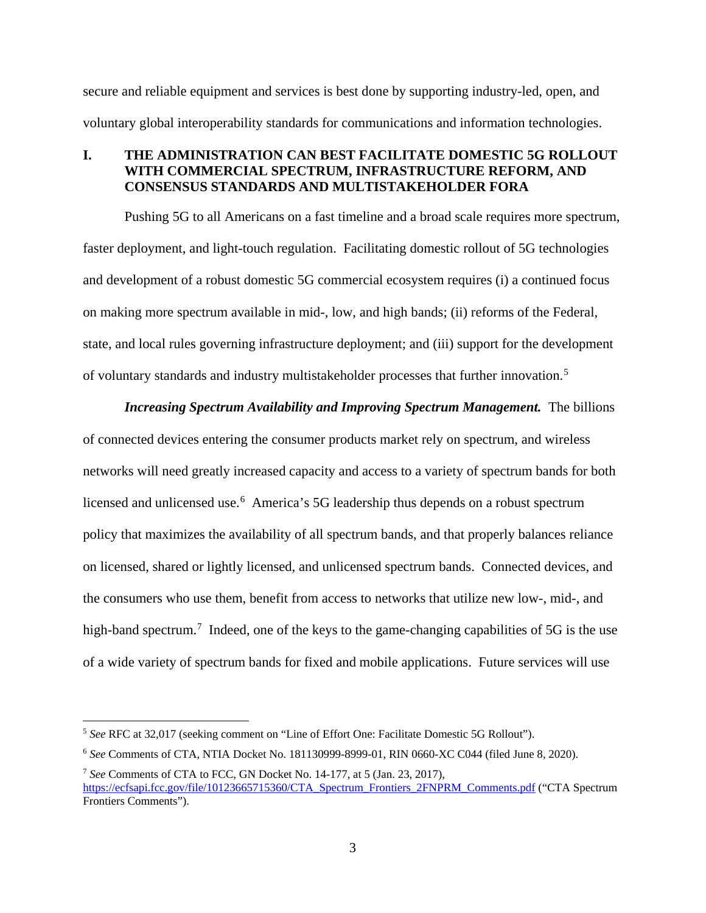secure and reliable equipment and services is best done by supporting industry-led, open, and voluntary global interoperability standards for communications and information technologies.

## I. THE ADMINISTRATION CAN BEST FACILITATE DOMESTIC 5G ROLLOUT WITH COMMERCIAL SPECTRUM, INFRASTRUCTURE REFORM, AND CONSENSUS STANDARDS AND MULTISTAKEHOLDER FORA

Pushing 5G to all Americans on a fast timeline and a broad scale requires more spectrum, faster deployment, and light-touch regulation. Facilitating domestic rollout of 5G technologies and development of a robust domestic 5G commercial ecosystem requires (i) a continued focus on making more spectrum available in mid-, low, and high bands; (ii) reforms of the Federal, state, and local rules governing infrastructure deployment; and (iii) support for the development of voluntary standards and industry multistakeholder processes that further innovation.[5]

***Increasing Spectrum Availability and Improving Spectrum Management.*** The billions of connected devices entering the consumer products market rely on spectrum, and wireless networks will need greatly increased capacity and access to a variety of spectrum bands for both licensed and unlicensed use.[6] America's 5G leadership thus depends on a robust spectrum policy that maximizes the availability of all spectrum bands, and that properly balances reliance on licensed, shared or lightly licensed, and unlicensed spectrum bands. Connected devices, and the consumers who use them, benefit from access to networks that utilize new low-, mid-, and high-band spectrum.[7] Indeed, one of the keys to the game-changing capabilities of 5G is the use of a wide variety of spectrum bands for fixed and mobile applications. Future services will use

---

[5] *See* RFC at 32,017 (seeking comment on "Line of Effort One: Facilitate Domestic 5G Rollout").

[6] *See* Comments of CTA, NTIA Docket No. 181130999-8999-01, RIN 0660-XC C044 (filed June 8, 2020).

[7] *See* Comments of CTA to FCC, GN Docket No. 14-177, at 5 (Jan. 23, 2017), https://ecfsapi.fcc.gov/file/10123665715360/CTA_Spectrum_Frontiers_2FNPRM_Comments.pdf ("CTA Spectrum Frontiers Comments").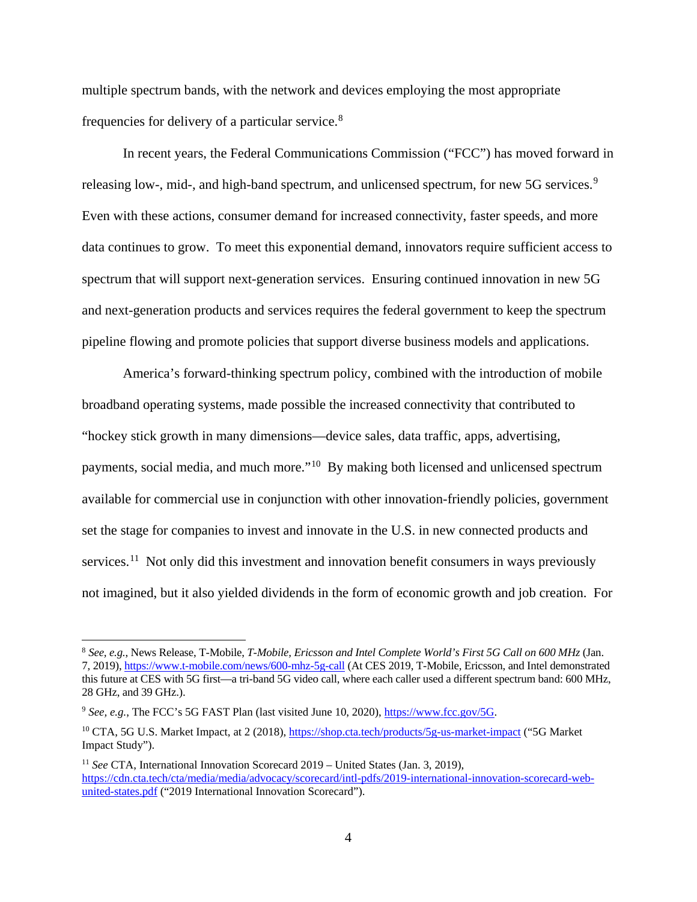multiple spectrum bands, with the network and devices employing the most appropriate frequencies for delivery of a particular service.[8]

In recent years, the Federal Communications Commission ("FCC") has moved forward in releasing low-, mid-, and high-band spectrum, and unlicensed spectrum, for new 5G services.[9] Even with these actions, consumer demand for increased connectivity, faster speeds, and more data continues to grow. To meet this exponential demand, innovators require sufficient access to spectrum that will support next-generation services. Ensuring continued innovation in new 5G and next-generation products and services requires the federal government to keep the spectrum pipeline flowing and promote policies that support diverse business models and applications.

America's forward-thinking spectrum policy, combined with the introduction of mobile broadband operating systems, made possible the increased connectivity that contributed to "hockey stick growth in many dimensions—device sales, data traffic, apps, advertising, payments, social media, and much more."[10] By making both licensed and unlicensed spectrum available for commercial use in conjunction with other innovation-friendly policies, government set the stage for companies to invest and innovate in the U.S. in new connected products and services.[11] Not only did this investment and innovation benefit consumers in ways previously not imagined, but it also yielded dividends in the form of economic growth and job creation. For

---

[8] *See, e.g.*, News Release, T-Mobile, *T-Mobile, Ericsson and Intel Complete World's First 5G Call on 600 MHz* (Jan. 7, 2019), https://www.t-mobile.com/news/600-mhz-5g-call (At CES 2019, T-Mobile, Ericsson, and Intel demonstrated this future at CES with 5G first—a tri-band 5G video call, where each caller used a different spectrum band: 600 MHz, 28 GHz, and 39 GHz.).

[9] *See, e.g.*, The FCC's 5G FAST Plan (last visited June 10, 2020), https://www.fcc.gov/5G.

[10] CTA, 5G U.S. Market Impact, at 2 (2018), https://shop.cta.tech/products/5g-us-market-impact ("5G Market Impact Study").

[11] *See* CTA, International Innovation Scorecard 2019 – United States (Jan. 3, 2019), https://cdn.cta.tech/cta/media/media/advocacy/scorecard/intl-pdfs/2019-international-innovation-scorecard-web-united-states.pdf ("2019 International Innovation Scorecard").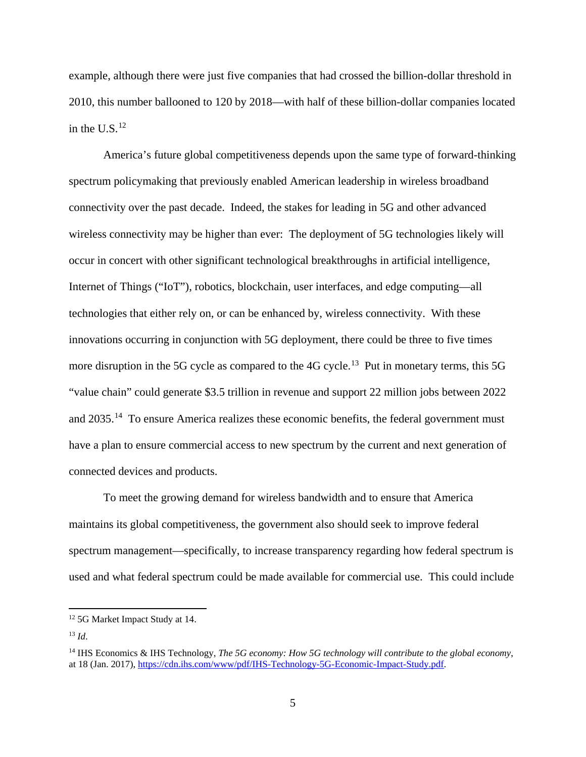example, although there were just five companies that had crossed the billion-dollar threshold in 2010, this number ballooned to 120 by 2018—with half of these billion-dollar companies located in the U.S.[12]

America's future global competitiveness depends upon the same type of forward-thinking spectrum policymaking that previously enabled American leadership in wireless broadband connectivity over the past decade. Indeed, the stakes for leading in 5G and other advanced wireless connectivity may be higher than ever: The deployment of 5G technologies likely will occur in concert with other significant technological breakthroughs in artificial intelligence, Internet of Things ("IoT"), robotics, blockchain, user interfaces, and edge computing—all technologies that either rely on, or can be enhanced by, wireless connectivity. With these innovations occurring in conjunction with 5G deployment, there could be three to five times more disruption in the 5G cycle as compared to the 4G cycle.[13] Put in monetary terms, this 5G "value chain" could generate $3.5 trillion in revenue and support 22 million jobs between 2022 and 2035.[14] To ensure America realizes these economic benefits, the federal government must have a plan to ensure commercial access to new spectrum by the current and next generation of connected devices and products.

To meet the growing demand for wireless bandwidth and to ensure that America maintains its global competitiveness, the government also should seek to improve federal spectrum management—specifically, to increase transparency regarding how federal spectrum is used and what federal spectrum could be made available for commercial use. This could include

---

[12] 5G Market Impact Study at 14.

[13] *Id*.

[14] IHS Economics & IHS Technology, *The 5G economy: How 5G technology will contribute to the global economy*, at 18 (Jan. 2017), https://cdn.ihs.com/www/pdf/IHS-Technology-5G-Economic-Impact-Study.pdf.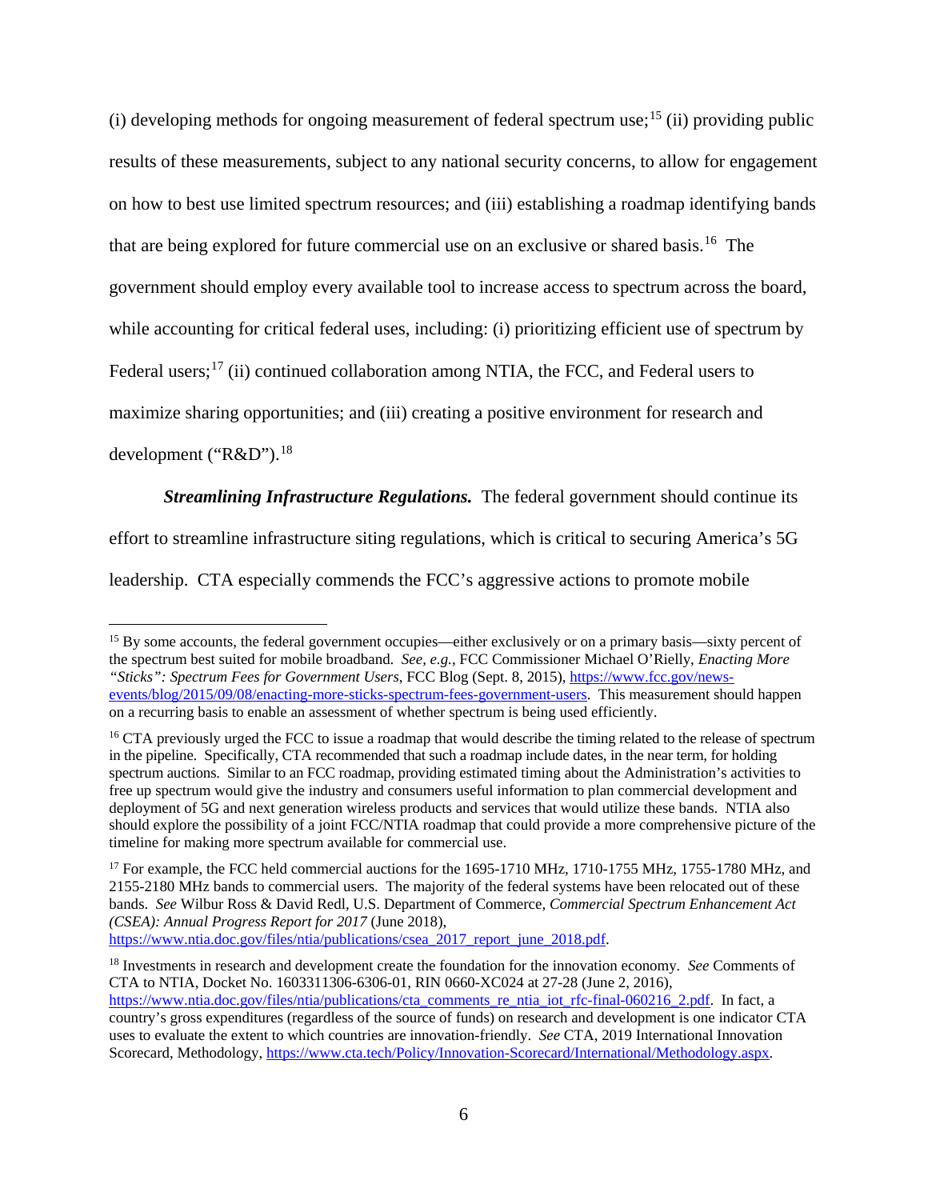(i) developing methods for ongoing measurement of federal spectrum use;[15] (ii) providing public results of these measurements, subject to any national security concerns, to allow for engagement on how to best use limited spectrum resources; and (iii) establishing a roadmap identifying bands that are being explored for future commercial use on an exclusive or shared basis.[16] The government should employ every available tool to increase access to spectrum across the board, while accounting for critical federal uses, including: (i) prioritizing efficient use of spectrum by Federal users;[17] (ii) continued collaboration among NTIA, the FCC, and Federal users to maximize sharing opportunities; and (iii) creating a positive environment for research and development ("R&D").[18]

***Streamlining Infrastructure Regulations.*** The federal government should continue its effort to streamline infrastructure siting regulations, which is critical to securing America's 5G leadership. CTA especially commends the FCC's aggressive actions to promote mobile

---

[15] By some accounts, the federal government occupies—either exclusively or on a primary basis—sixty percent of the spectrum best suited for mobile broadband. *See, e.g.*, FCC Commissioner Michael O'Rielly, *Enacting More "Sticks": Spectrum Fees for Government Users*, FCC Blog (Sept. 8, 2015), https://www.fcc.gov/news-events/blog/2015/09/08/enacting-more-sticks-spectrum-fees-government-users. This measurement should happen on a recurring basis to enable an assessment of whether spectrum is being used efficiently.

[16] CTA previously urged the FCC to issue a roadmap that would describe the timing related to the release of spectrum in the pipeline. Specifically, CTA recommended that such a roadmap include dates, in the near term, for holding spectrum auctions. Similar to an FCC roadmap, providing estimated timing about the Administration's activities to free up spectrum would give the industry and consumers useful information to plan commercial development and deployment of 5G and next generation wireless products and services that would utilize these bands. NTIA also should explore the possibility of a joint FCC/NTIA roadmap that could provide a more comprehensive picture of the timeline for making more spectrum available for commercial use.

[17] For example, the FCC held commercial auctions for the 1695-1710 MHz, 1710-1755 MHz, 1755-1780 MHz, and 2155-2180 MHz bands to commercial users. The majority of the federal systems have been relocated out of these bands. *See* Wilbur Ross & David Redl, U.S. Department of Commerce, *Commercial Spectrum Enhancement Act (CSEA): Annual Progress Report for 2017* (June 2018), https://www.ntia.doc.gov/files/ntia/publications/csea_2017_report_june_2018.pdf.

[18] Investments in research and development create the foundation for the innovation economy. *See* Comments of CTA to NTIA, Docket No. 1603311306-6306-01, RIN 0660-XC024 at 27-28 (June 2, 2016), https://www.ntia.doc.gov/files/ntia/publications/cta_comments_re_ntia_iot_rfc-final-060216_2.pdf. In fact, a country's gross expenditures (regardless of the source of funds) on research and development is one indicator CTA uses to evaluate the extent to which countries are innovation-friendly. *See* CTA, 2019 International Innovation Scorecard, Methodology, https://www.cta.tech/Policy/Innovation-Scorecard/International/Methodology.aspx.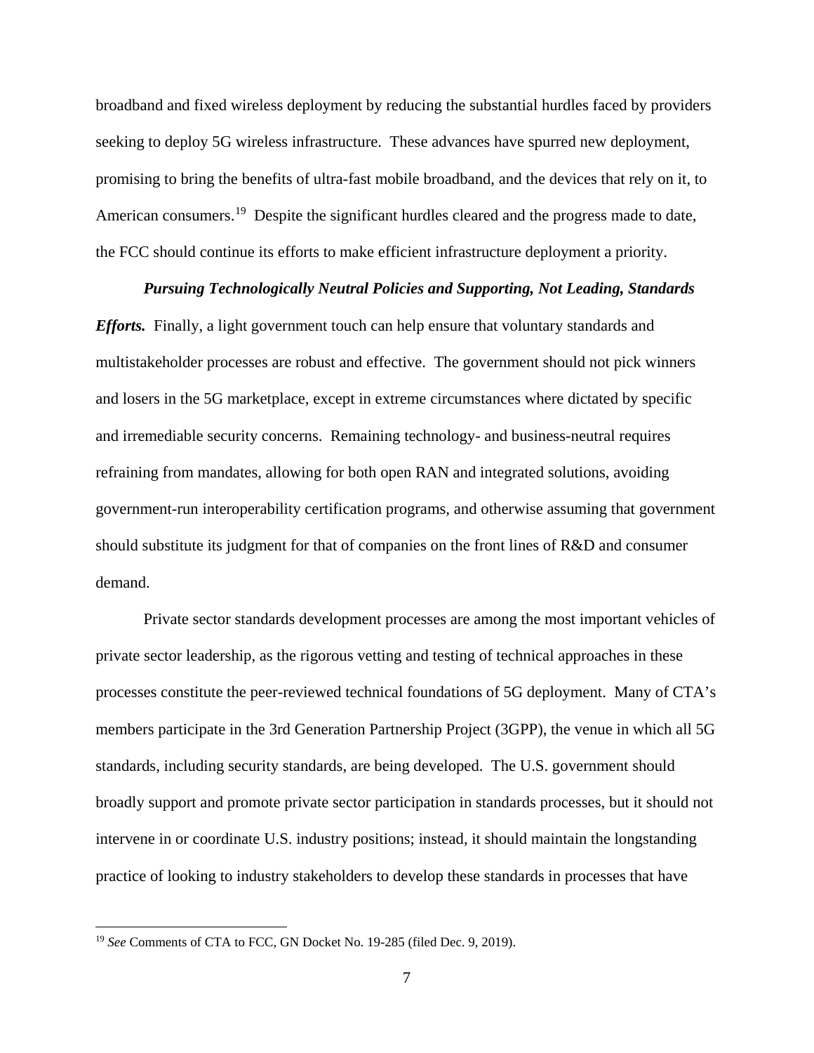broadband and fixed wireless deployment by reducing the substantial hurdles faced by providers seeking to deploy 5G wireless infrastructure. These advances have spurred new deployment, promising to bring the benefits of ultra-fast mobile broadband, and the devices that rely on it, to American consumers.[19] Despite the significant hurdles cleared and the progress made to date, the FCC should continue its efforts to make efficient infrastructure deployment a priority.

***Pursuing Technologically Neutral Policies and Supporting, Not Leading, Standards Efforts.*** Finally, a light government touch can help ensure that voluntary standards and multistakeholder processes are robust and effective. The government should not pick winners and losers in the 5G marketplace, except in extreme circumstances where dictated by specific and irremediable security concerns. Remaining technology- and business-neutral requires refraining from mandates, allowing for both open RAN and integrated solutions, avoiding government-run interoperability certification programs, and otherwise assuming that government should substitute its judgment for that of companies on the front lines of R&D and consumer demand.

Private sector standards development processes are among the most important vehicles of private sector leadership, as the rigorous vetting and testing of technical approaches in these processes constitute the peer-reviewed technical foundations of 5G deployment. Many of CTA's members participate in the 3rd Generation Partnership Project (3GPP), the venue in which all 5G standards, including security standards, are being developed. The U.S. government should broadly support and promote private sector participation in standards processes, but it should not intervene in or coordinate U.S. industry positions; instead, it should maintain the longstanding practice of looking to industry stakeholders to develop these standards in processes that have

---

[19] *See* Comments of CTA to FCC, GN Docket No. 19-285 (filed Dec. 9, 2019).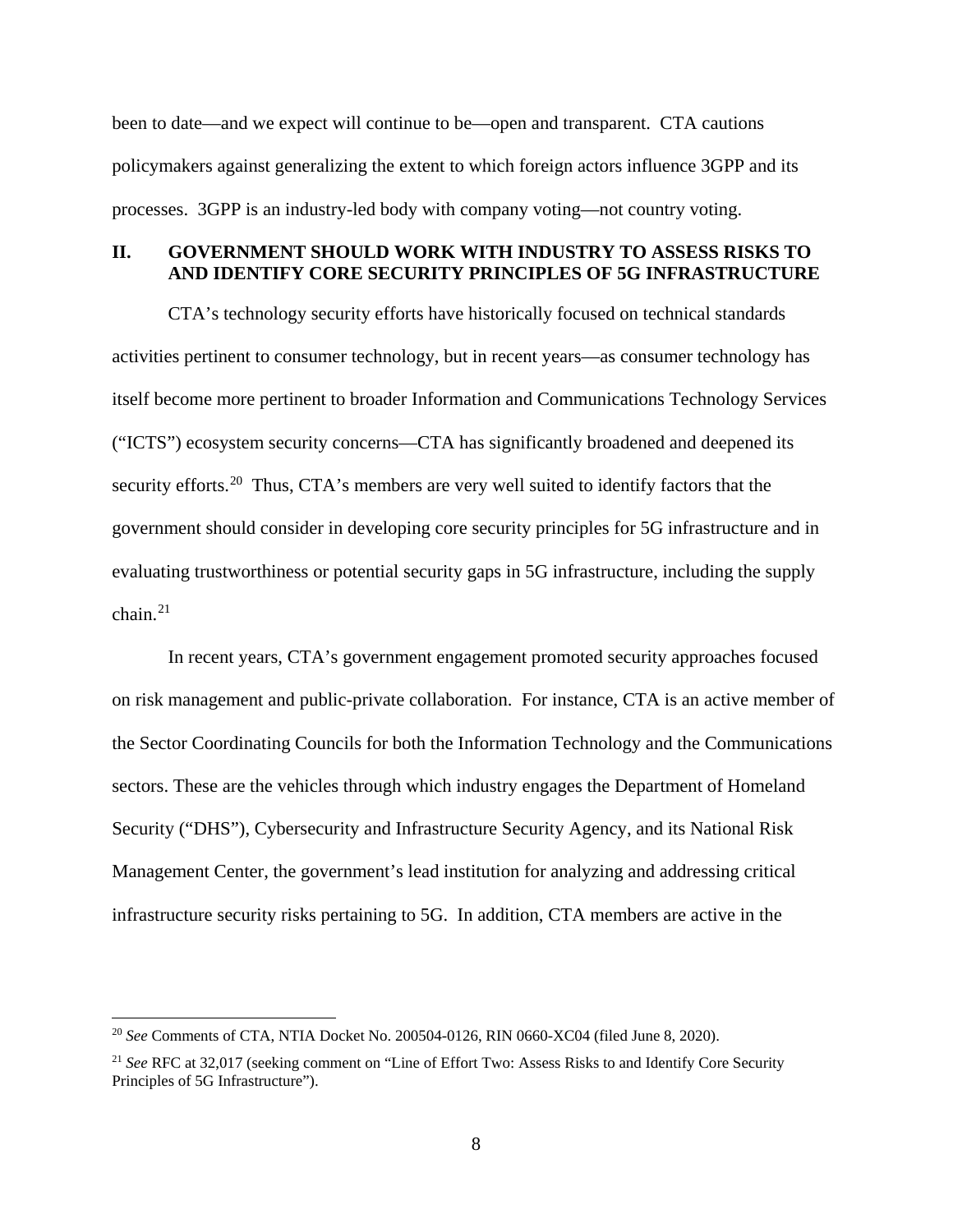been to date—and we expect will continue to be—open and transparent. CTA cautions policymakers against generalizing the extent to which foreign actors influence 3GPP and its processes. 3GPP is an industry-led body with company voting—not country voting.

## II. GOVERNMENT SHOULD WORK WITH INDUSTRY TO ASSESS RISKS TO AND IDENTIFY CORE SECURITY PRINCIPLES OF 5G INFRASTRUCTURE

CTA's technology security efforts have historically focused on technical standards activities pertinent to consumer technology, but in recent years—as consumer technology has itself become more pertinent to broader Information and Communications Technology Services ("ICTS") ecosystem security concerns—CTA has significantly broadened and deepened its security efforts.[20] Thus, CTA's members are very well suited to identify factors that the government should consider in developing core security principles for 5G infrastructure and in evaluating trustworthiness or potential security gaps in 5G infrastructure, including the supply chain.[21]

In recent years, CTA's government engagement promoted security approaches focused on risk management and public-private collaboration. For instance, CTA is an active member of the Sector Coordinating Councils for both the Information Technology and the Communications sectors. These are the vehicles through which industry engages the Department of Homeland Security ("DHS"), Cybersecurity and Infrastructure Security Agency, and its National Risk Management Center, the government's lead institution for analyzing and addressing critical infrastructure security risks pertaining to 5G. In addition, CTA members are active in the

---

[20] *See* Comments of CTA, NTIA Docket No. 200504-0126, RIN 0660-XC04 (filed June 8, 2020).

[21] *See* RFC at 32,017 (seeking comment on "Line of Effort Two: Assess Risks to and Identify Core Security Principles of 5G Infrastructure").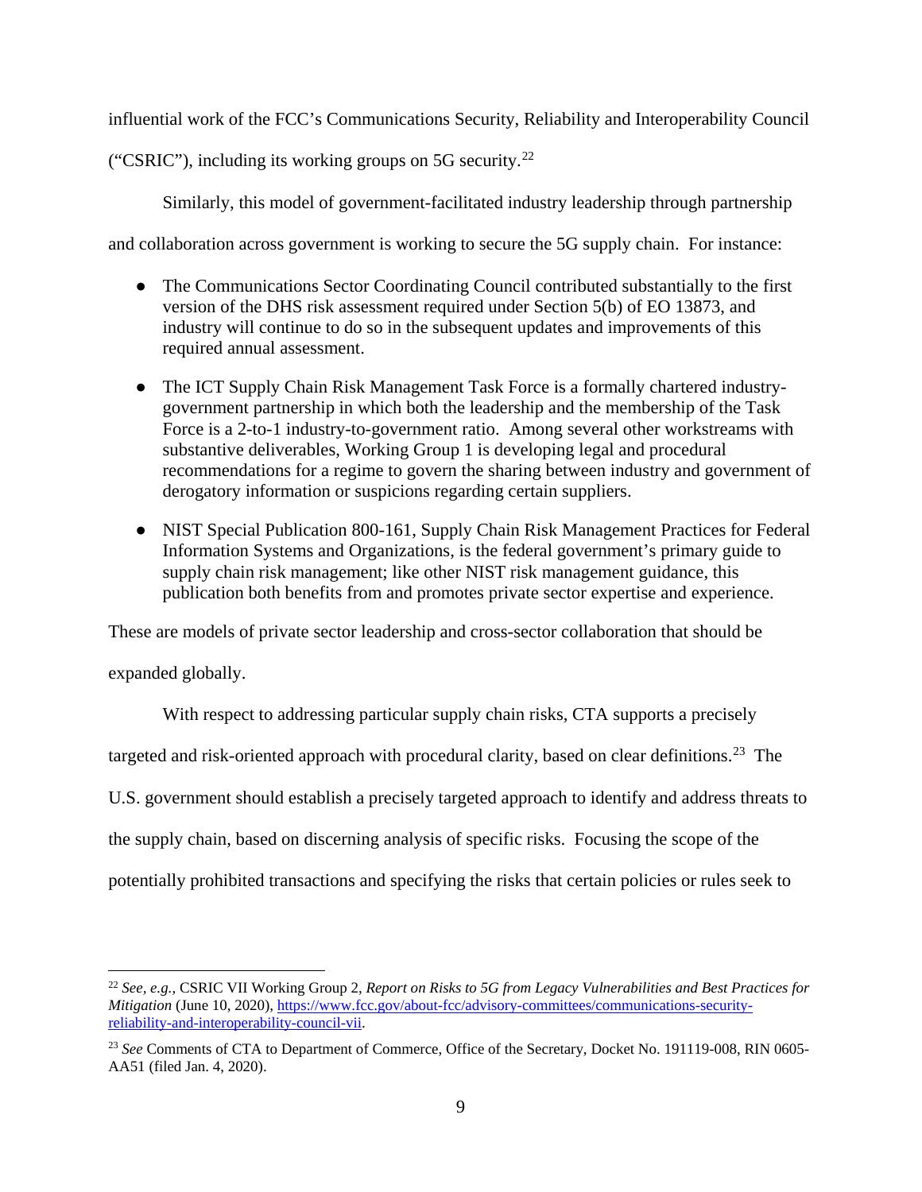influential work of the FCC's Communications Security, Reliability and Interoperability Council ("CSRIC"), including its working groups on 5G security.[22]

Similarly, this model of government-facilitated industry leadership through partnership and collaboration across government is working to secure the 5G supply chain. For instance:

- The Communications Sector Coordinating Council contributed substantially to the first version of the DHS risk assessment required under Section 5(b) of EO 13873, and industry will continue to do so in the subsequent updates and improvements of this required annual assessment.

- The ICT Supply Chain Risk Management Task Force is a formally chartered industry-government partnership in which both the leadership and the membership of the Task Force is a 2-to-1 industry-to-government ratio. Among several other workstreams with substantive deliverables, Working Group 1 is developing legal and procedural recommendations for a regime to govern the sharing between industry and government of derogatory information or suspicions regarding certain suppliers.

- NIST Special Publication 800-161, Supply Chain Risk Management Practices for Federal Information Systems and Organizations, is the federal government's primary guide to supply chain risk management; like other NIST risk management guidance, this publication both benefits from and promotes private sector expertise and experience.

These are models of private sector leadership and cross-sector collaboration that should be expanded globally.

With respect to addressing particular supply chain risks, CTA supports a precisely targeted and risk-oriented approach with procedural clarity, based on clear definitions.[23] The U.S. government should establish a precisely targeted approach to identify and address threats to the supply chain, based on discerning analysis of specific risks. Focusing the scope of the potentially prohibited transactions and specifying the risks that certain policies or rules seek to

---

[22] *See, e.g.*, CSRIC VII Working Group 2, *Report on Risks to 5G from Legacy Vulnerabilities and Best Practices for Mitigation* (June 10, 2020), https://www.fcc.gov/about-fcc/advisory-committees/communications-security-reliability-and-interoperability-council-vii.

[23] *See* Comments of CTA to Department of Commerce, Office of the Secretary, Docket No. 191119-008, RIN 0605-AA51 (filed Jan. 4, 2020).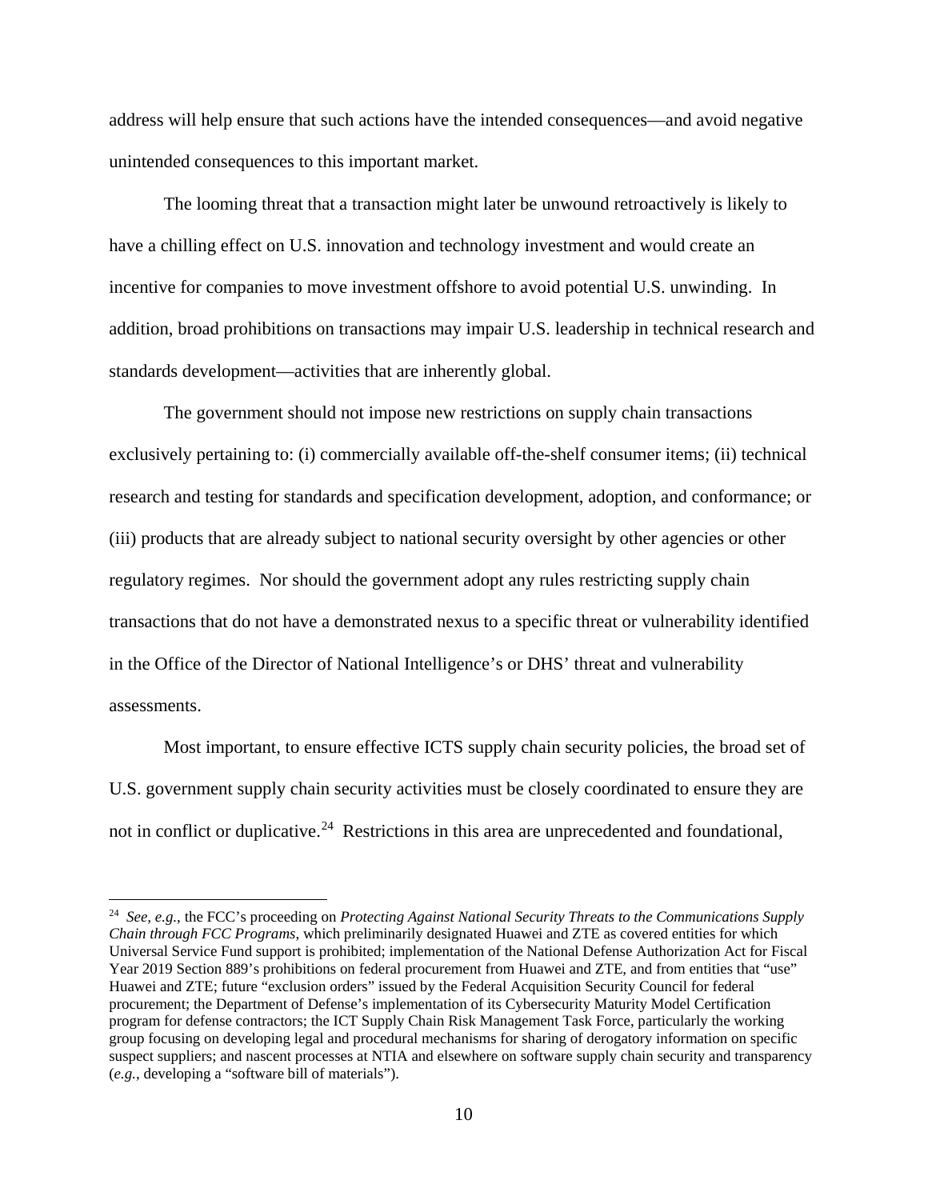address will help ensure that such actions have the intended consequences—and avoid negative unintended consequences to this important market.

The looming threat that a transaction might later be unwound retroactively is likely to have a chilling effect on U.S. innovation and technology investment and would create an incentive for companies to move investment offshore to avoid potential U.S. unwinding. In addition, broad prohibitions on transactions may impair U.S. leadership in technical research and standards development—activities that are inherently global.

The government should not impose new restrictions on supply chain transactions exclusively pertaining to: (i) commercially available off-the-shelf consumer items; (ii) technical research and testing for standards and specification development, adoption, and conformance; or (iii) products that are already subject to national security oversight by other agencies or other regulatory regimes. Nor should the government adopt any rules restricting supply chain transactions that do not have a demonstrated nexus to a specific threat or vulnerability identified in the Office of the Director of National Intelligence's or DHS' threat and vulnerability assessments.

Most important, to ensure effective ICTS supply chain security policies, the broad set of U.S. government supply chain security activities must be closely coordinated to ensure they are not in conflict or duplicative.[24] Restrictions in this area are unprecedented and foundational,

---

[24] *See, e.g.*, the FCC's proceeding on *Protecting Against National Security Threats to the Communications Supply Chain through FCC Programs*, which preliminarily designated Huawei and ZTE as covered entities for which Universal Service Fund support is prohibited; implementation of the National Defense Authorization Act for Fiscal Year 2019 Section 889's prohibitions on federal procurement from Huawei and ZTE, and from entities that "use" Huawei and ZTE; future "exclusion orders" issued by the Federal Acquisition Security Council for federal procurement; the Department of Defense's implementation of its Cybersecurity Maturity Model Certification program for defense contractors; the ICT Supply Chain Risk Management Task Force, particularly the working group focusing on developing legal and procedural mechanisms for sharing of derogatory information on specific suspect suppliers; and nascent processes at NTIA and elsewhere on software supply chain security and transparency (*e.g.*, developing a "software bill of materials").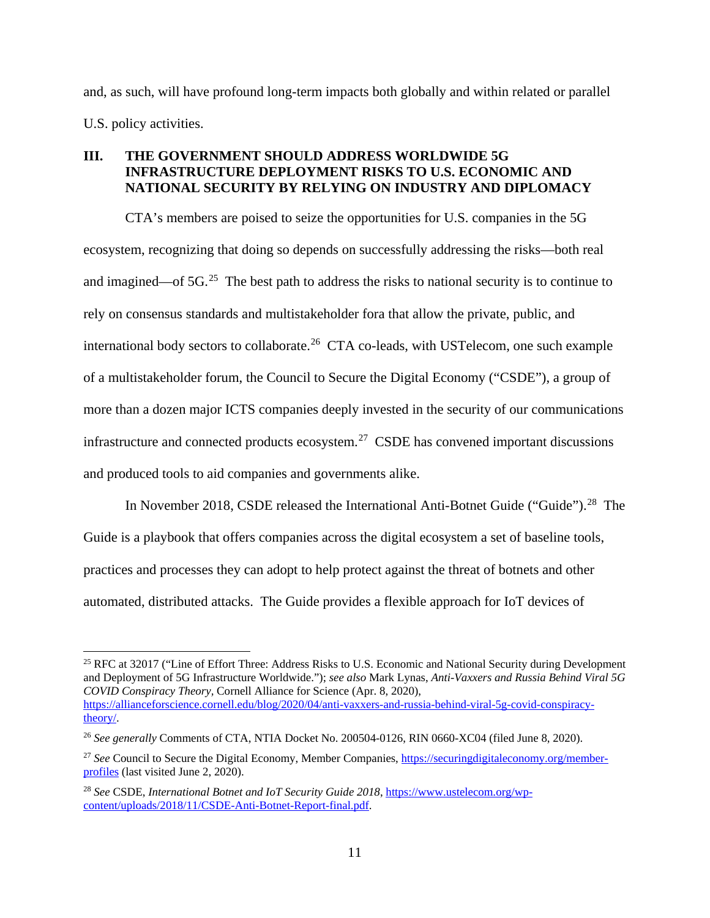and, as such, will have profound long-term impacts both globally and within related or parallel U.S. policy activities.

## III. THE GOVERNMENT SHOULD ADDRESS WORLDWIDE 5G INFRASTRUCTURE DEPLOYMENT RISKS TO U.S. ECONOMIC AND NATIONAL SECURITY BY RELYING ON INDUSTRY AND DIPLOMACY

CTA's members are poised to seize the opportunities for U.S. companies in the 5G ecosystem, recognizing that doing so depends on successfully addressing the risks—both real and imagined—of 5G.[25] The best path to address the risks to national security is to continue to rely on consensus standards and multistakeholder fora that allow the private, public, and international body sectors to collaborate.[26] CTA co-leads, with USTelecom, one such example of a multistakeholder forum, the Council to Secure the Digital Economy ("CSDE"), a group of more than a dozen major ICTS companies deeply invested in the security of our communications infrastructure and connected products ecosystem.[27] CSDE has convened important discussions and produced tools to aid companies and governments alike.

In November 2018, CSDE released the International Anti-Botnet Guide ("Guide").[28] The Guide is a playbook that offers companies across the digital ecosystem a set of baseline tools, practices and processes they can adopt to help protect against the threat of botnets and other automated, distributed attacks. The Guide provides a flexible approach for IoT devices of

---

[25] RFC at 32017 ("Line of Effort Three: Address Risks to U.S. Economic and National Security during Development and Deployment of 5G Infrastructure Worldwide."); *see also* Mark Lynas, *Anti-Vaxxers and Russia Behind Viral 5G COVID Conspiracy Theory*, Cornell Alliance for Science (Apr. 8, 2020), https://allianceforscience.cornell.edu/blog/2020/04/anti-vaxxers-and-russia-behind-viral-5g-covid-conspiracy-theory/.

[26] *See generally* Comments of CTA, NTIA Docket No. 200504-0126, RIN 0660-XC04 (filed June 8, 2020).

[27] *See* Council to Secure the Digital Economy, Member Companies, https://securingdigitaleconomy.org/member-profiles (last visited June 2, 2020).

[28] *See* CSDE, *International Botnet and IoT Security Guide 2018*, https://www.ustelecom.org/wp-content/uploads/2018/11/CSDE-Anti-Botnet-Report-final.pdf.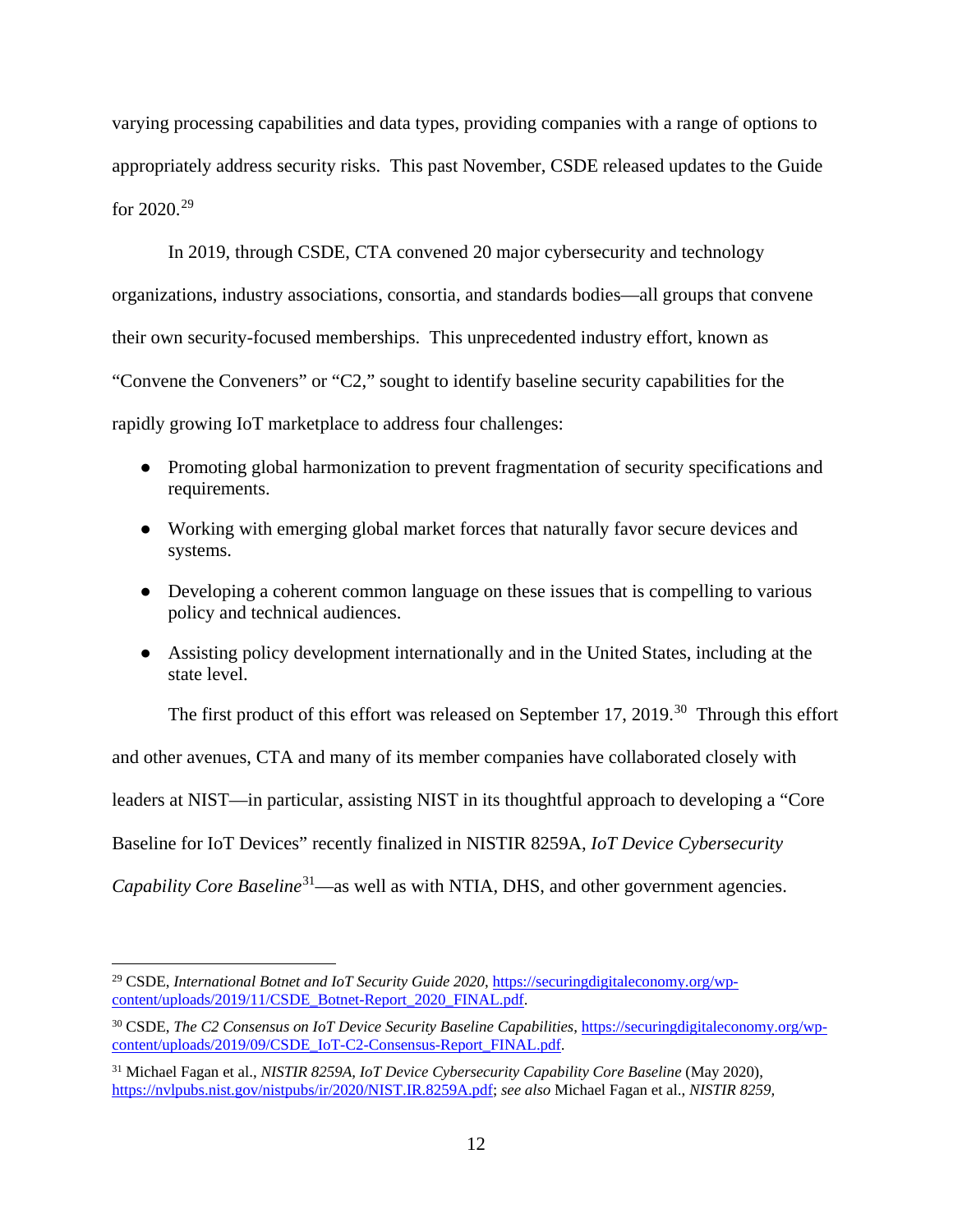varying processing capabilities and data types, providing companies with a range of options to appropriately address security risks. This past November, CSDE released updates to the Guide for 2020.[29]

In 2019, through CSDE, CTA convened 20 major cybersecurity and technology organizations, industry associations, consortia, and standards bodies—all groups that convene their own security-focused memberships. This unprecedented industry effort, known as "Convene the Conveners" or "C2," sought to identify baseline security capabilities for the rapidly growing IoT marketplace to address four challenges:

- Promoting global harmonization to prevent fragmentation of security specifications and requirements.
- Working with emerging global market forces that naturally favor secure devices and systems.
- Developing a coherent common language on these issues that is compelling to various policy and technical audiences.
- Assisting policy development internationally and in the United States, including at the state level.

The first product of this effort was released on September 17, 2019.[30] Through this effort and other avenues, CTA and many of its member companies have collaborated closely with leaders at NIST—in particular, assisting NIST in its thoughtful approach to developing a "Core Baseline for IoT Devices" recently finalized in NISTIR 8259A, *IoT Device Cybersecurity Capability Core Baseline*[31]—as well as with NTIA, DHS, and other government agencies.

---

[29] CSDE, *International Botnet and IoT Security Guide 2020*, https://securingdigitaleconomy.org/wp-content/uploads/2019/11/CSDE_Botnet-Report_2020_FINAL.pdf.

[30] CSDE, *The C2 Consensus on IoT Device Security Baseline Capabilities*, https://securingdigitaleconomy.org/wp-content/uploads/2019/09/CSDE_IoT-C2-Consensus-Report_FINAL.pdf.

[31] Michael Fagan et al., *NISTIR 8259A, IoT Device Cybersecurity Capability Core Baseline* (May 2020), https://nvlpubs.nist.gov/nistpubs/ir/2020/NIST.IR.8259A.pdf; *see also* Michael Fagan et al., *NISTIR 8259*,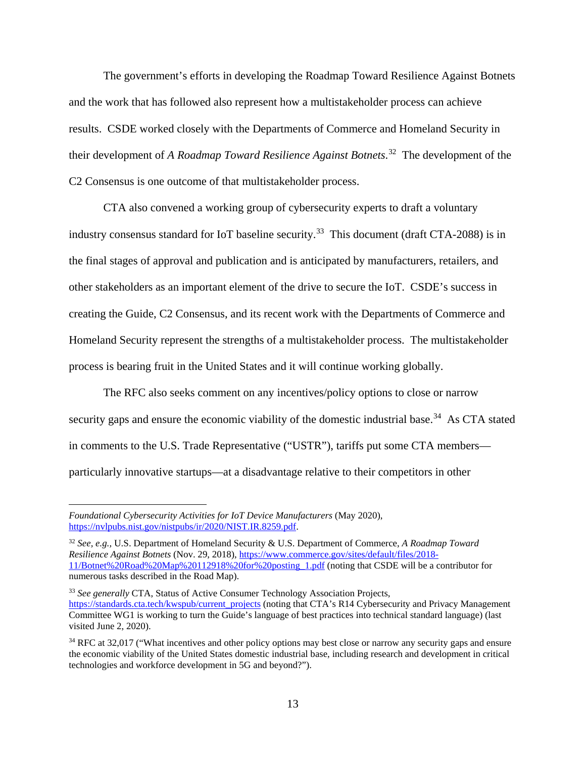The government's efforts in developing the Roadmap Toward Resilience Against Botnets and the work that has followed also represent how a multistakeholder process can achieve results. CSDE worked closely with the Departments of Commerce and Homeland Security in their development of *A Roadmap Toward Resilience Against Botnets*.[32] The development of the C2 Consensus is one outcome of that multistakeholder process.

CTA also convened a working group of cybersecurity experts to draft a voluntary industry consensus standard for IoT baseline security.[33] This document (draft CTA-2088) is in the final stages of approval and publication and is anticipated by manufacturers, retailers, and other stakeholders as an important element of the drive to secure the IoT. CSDE's success in creating the Guide, C2 Consensus, and its recent work with the Departments of Commerce and Homeland Security represent the strengths of a multistakeholder process. The multistakeholder process is bearing fruit in the United States and it will continue working globally.

The RFC also seeks comment on any incentives/policy options to close or narrow security gaps and ensure the economic viability of the domestic industrial base.[34] As CTA stated in comments to the U.S. Trade Representative ("USTR"), tariffs put some CTA members—particularly innovative startups—at a disadvantage relative to their competitors in other

---

*Foundational Cybersecurity Activities for IoT Device Manufacturers* (May 2020), https://nvlpubs.nist.gov/nistpubs/ir/2020/NIST.IR.8259.pdf.

[32] *See, e.g.,* U.S. Department of Homeland Security & U.S. Department of Commerce, *A Roadmap Toward Resilience Against Botnets* (Nov. 29, 2018), https://www.commerce.gov/sites/default/files/2018-11/Botnet%20Road%20Map%20112918%20for%20posting_1.pdf (noting that CSDE will be a contributor for numerous tasks described in the Road Map).

[33] *See generally* CTA, Status of Active Consumer Technology Association Projects, https://standards.cta.tech/kwspub/current_projects (noting that CTA's R14 Cybersecurity and Privacy Management Committee WG1 is working to turn the Guide's language of best practices into technical standard language) (last visited June 2, 2020).

[34] RFC at 32,017 ("What incentives and other policy options may best close or narrow any security gaps and ensure the economic viability of the United States domestic industrial base, including research and development in critical technologies and workforce development in 5G and beyond?").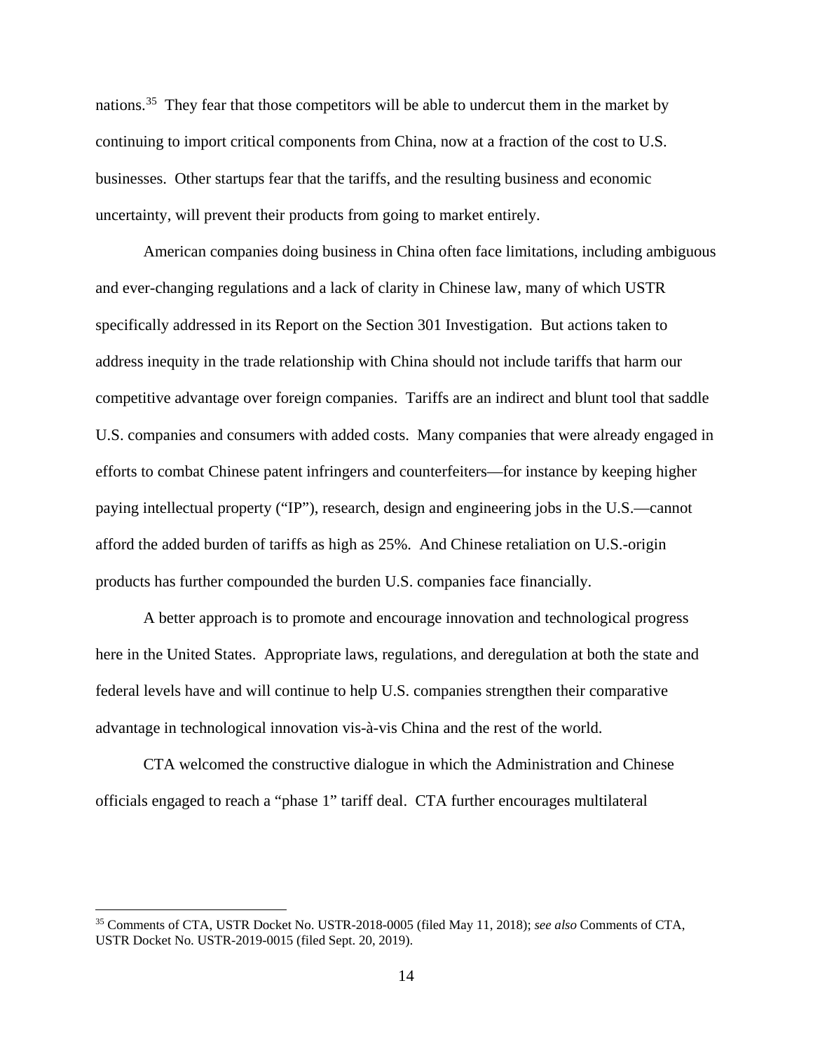nations.[35] They fear that those competitors will be able to undercut them in the market by continuing to import critical components from China, now at a fraction of the cost to U.S. businesses. Other startups fear that the tariffs, and the resulting business and economic uncertainty, will prevent their products from going to market entirely.

American companies doing business in China often face limitations, including ambiguous and ever-changing regulations and a lack of clarity in Chinese law, many of which USTR specifically addressed in its Report on the Section 301 Investigation. But actions taken to address inequity in the trade relationship with China should not include tariffs that harm our competitive advantage over foreign companies. Tariffs are an indirect and blunt tool that saddle U.S. companies and consumers with added costs. Many companies that were already engaged in efforts to combat Chinese patent infringers and counterfeiters—for instance by keeping higher paying intellectual property ("IP"), research, design and engineering jobs in the U.S.—cannot afford the added burden of tariffs as high as 25%. And Chinese retaliation on U.S.-origin products has further compounded the burden U.S. companies face financially.

A better approach is to promote and encourage innovation and technological progress here in the United States. Appropriate laws, regulations, and deregulation at both the state and federal levels have and will continue to help U.S. companies strengthen their comparative advantage in technological innovation vis-à-vis China and the rest of the world.

CTA welcomed the constructive dialogue in which the Administration and Chinese officials engaged to reach a "phase 1" tariff deal. CTA further encourages multilateral

[35] Comments of CTA, USTR Docket No. USTR-2018-0005 (filed May 11, 2018); *see also* Comments of CTA, USTR Docket No. USTR-2019-0015 (filed Sept. 20, 2019).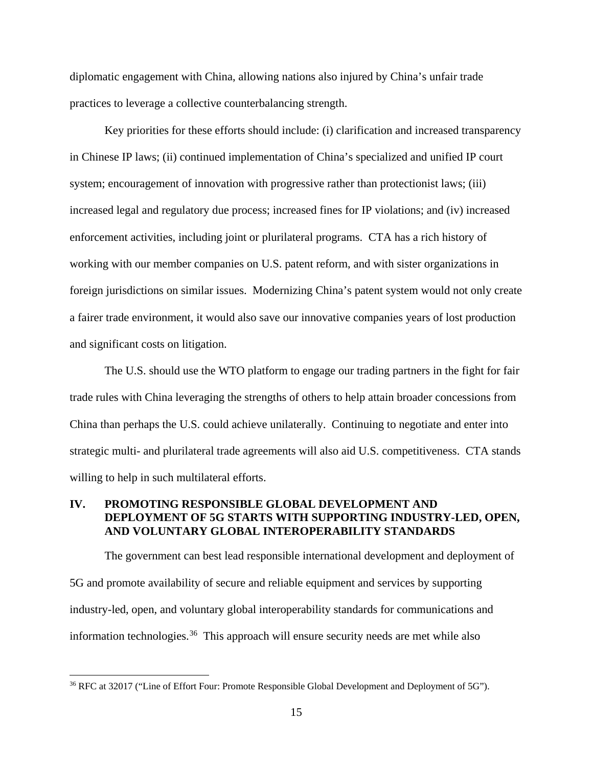diplomatic engagement with China, allowing nations also injured by China's unfair trade practices to leverage a collective counterbalancing strength.

Key priorities for these efforts should include: (i) clarification and increased transparency in Chinese IP laws; (ii) continued implementation of China's specialized and unified IP court system; encouragement of innovation with progressive rather than protectionist laws; (iii) increased legal and regulatory due process; increased fines for IP violations; and (iv) increased enforcement activities, including joint or plurilateral programs. CTA has a rich history of working with our member companies on U.S. patent reform, and with sister organizations in foreign jurisdictions on similar issues. Modernizing China's patent system would not only create a fairer trade environment, it would also save our innovative companies years of lost production and significant costs on litigation.

The U.S. should use the WTO platform to engage our trading partners in the fight for fair trade rules with China leveraging the strengths of others to help attain broader concessions from China than perhaps the U.S. could achieve unilaterally. Continuing to negotiate and enter into strategic multi- and plurilateral trade agreements will also aid U.S. competitiveness. CTA stands willing to help in such multilateral efforts.

## IV. PROMOTING RESPONSIBLE GLOBAL DEVELOPMENT AND DEPLOYMENT OF 5G STARTS WITH SUPPORTING INDUSTRY-LED, OPEN, AND VOLUNTARY GLOBAL INTEROPERABILITY STANDARDS

The government can best lead responsible international development and deployment of 5G and promote availability of secure and reliable equipment and services by supporting industry-led, open, and voluntary global interoperability standards for communications and information technologies.[36] This approach will ensure security needs are met while also

[36] RFC at 32017 ("Line of Effort Four: Promote Responsible Global Development and Deployment of 5G").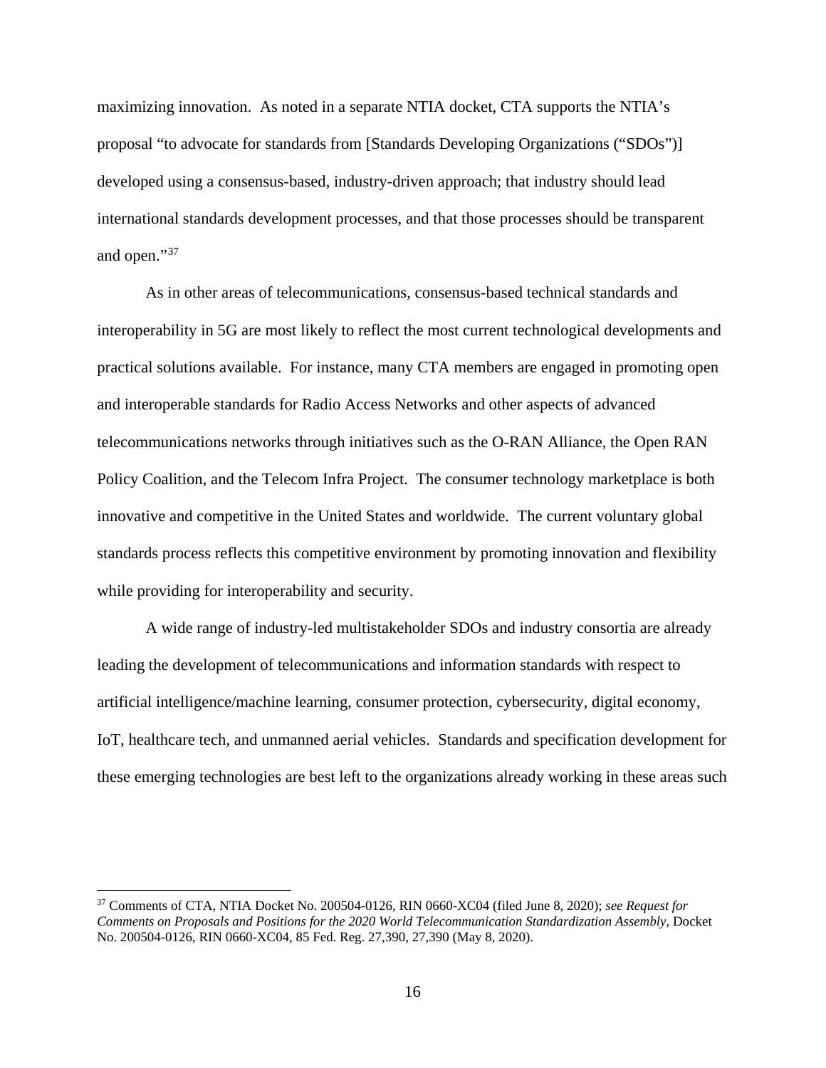maximizing innovation. As noted in a separate NTIA docket, CTA supports the NTIA's proposal "to advocate for standards from [Standards Developing Organizations ("SDOs")] developed using a consensus-based, industry-driven approach; that industry should lead international standards development processes, and that those processes should be transparent and open."[37]

As in other areas of telecommunications, consensus-based technical standards and interoperability in 5G are most likely to reflect the most current technological developments and practical solutions available. For instance, many CTA members are engaged in promoting open and interoperable standards for Radio Access Networks and other aspects of advanced telecommunications networks through initiatives such as the O-RAN Alliance, the Open RAN Policy Coalition, and the Telecom Infra Project. The consumer technology marketplace is both innovative and competitive in the United States and worldwide. The current voluntary global standards process reflects this competitive environment by promoting innovation and flexibility while providing for interoperability and security.

A wide range of industry-led multistakeholder SDOs and industry consortia are already leading the development of telecommunications and information standards with respect to artificial intelligence/machine learning, consumer protection, cybersecurity, digital economy, IoT, healthcare tech, and unmanned aerial vehicles. Standards and specification development for these emerging technologies are best left to the organizations already working in these areas such

---

[37] Comments of CTA, NTIA Docket No. 200504-0126, RIN 0660-XC04 (filed June 8, 2020); *see Request for Comments on Proposals and Positions for the 2020 World Telecommunication Standardization Assembly*, Docket No. 200504-0126, RIN 0660-XC04, 85 Fed. Reg. 27,390, 27,390 (May 8, 2020).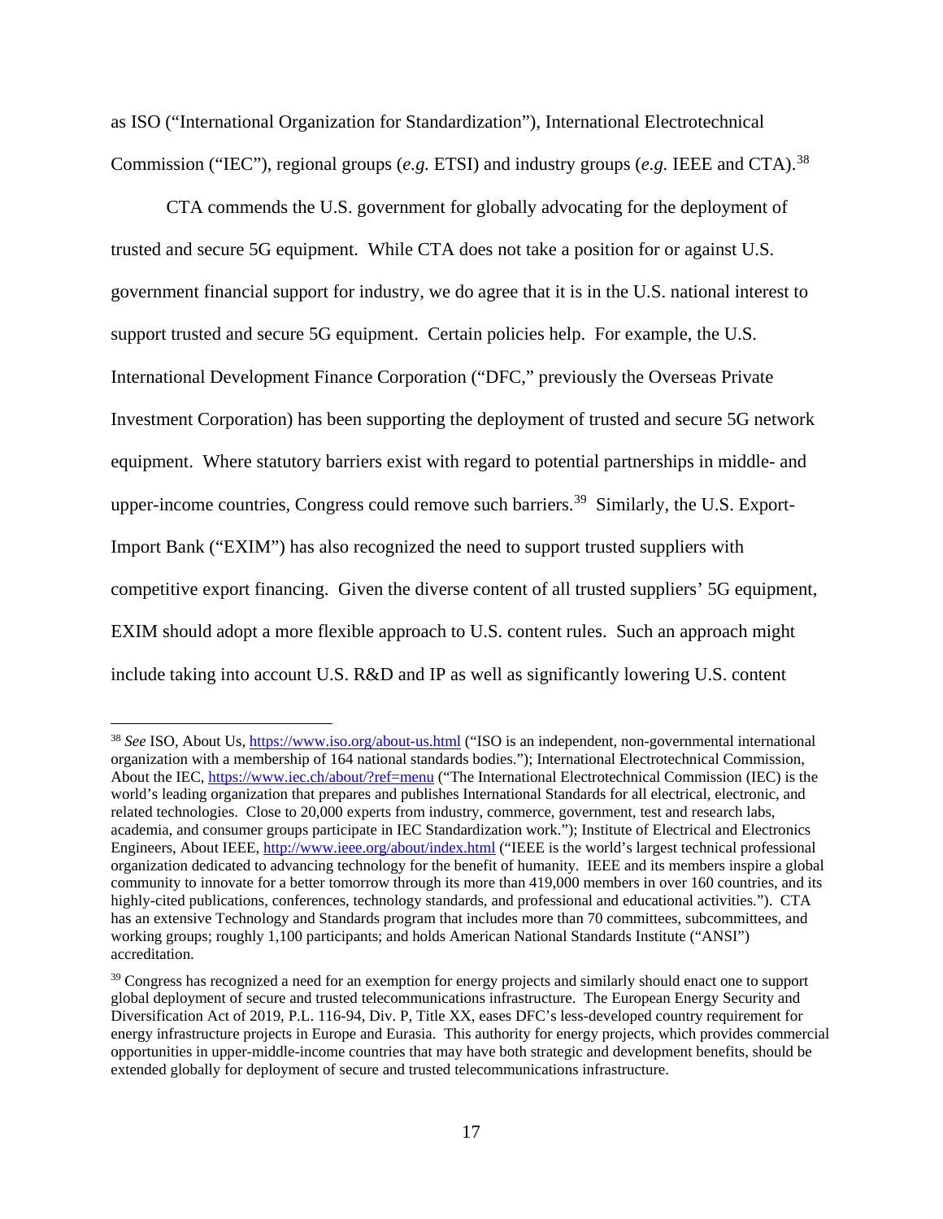as ISO ("International Organization for Standardization"), International Electrotechnical Commission ("IEC"), regional groups (*e.g.* ETSI) and industry groups (*e.g.* IEEE and CTA).[38]

CTA commends the U.S. government for globally advocating for the deployment of trusted and secure 5G equipment. While CTA does not take a position for or against U.S. government financial support for industry, we do agree that it is in the U.S. national interest to support trusted and secure 5G equipment. Certain policies help. For example, the U.S. International Development Finance Corporation ("DFC," previously the Overseas Private Investment Corporation) has been supporting the deployment of trusted and secure 5G network equipment. Where statutory barriers exist with regard to potential partnerships in middle- and upper-income countries, Congress could remove such barriers.[39] Similarly, the U.S. Export-Import Bank ("EXIM") has also recognized the need to support trusted suppliers with competitive export financing. Given the diverse content of all trusted suppliers' 5G equipment, EXIM should adopt a more flexible approach to U.S. content rules. Such an approach might include taking into account U.S. R&D and IP as well as significantly lowering U.S. content

---

[38] *See* ISO, About Us, https://www.iso.org/about-us.html ("ISO is an independent, non-governmental international organization with a membership of 164 national standards bodies."); International Electrotechnical Commission, About the IEC, https://www.iec.ch/about/?ref=menu ("The International Electrotechnical Commission (IEC) is the world's leading organization that prepares and publishes International Standards for all electrical, electronic, and related technologies. Close to 20,000 experts from industry, commerce, government, test and research labs, academia, and consumer groups participate in IEC Standardization work."); Institute of Electrical and Electronics Engineers, About IEEE, http://www.ieee.org/about/index.html ("IEEE is the world's largest technical professional organization dedicated to advancing technology for the benefit of humanity. IEEE and its members inspire a global community to innovate for a better tomorrow through its more than 419,000 members in over 160 countries, and its highly-cited publications, conferences, technology standards, and professional and educational activities."). CTA has an extensive Technology and Standards program that includes more than 70 committees, subcommittees, and working groups; roughly 1,100 participants; and holds American National Standards Institute ("ANSI") accreditation.

[39] Congress has recognized a need for an exemption for energy projects and similarly should enact one to support global deployment of secure and trusted telecommunications infrastructure. The European Energy Security and Diversification Act of 2019, P.L. 116-94, Div. P, Title XX, eases DFC's less-developed country requirement for energy infrastructure projects in Europe and Eurasia. This authority for energy projects, which provides commercial opportunities in upper-middle-income countries that may have both strategic and development benefits, should be extended globally for deployment of secure and trusted telecommunications infrastructure.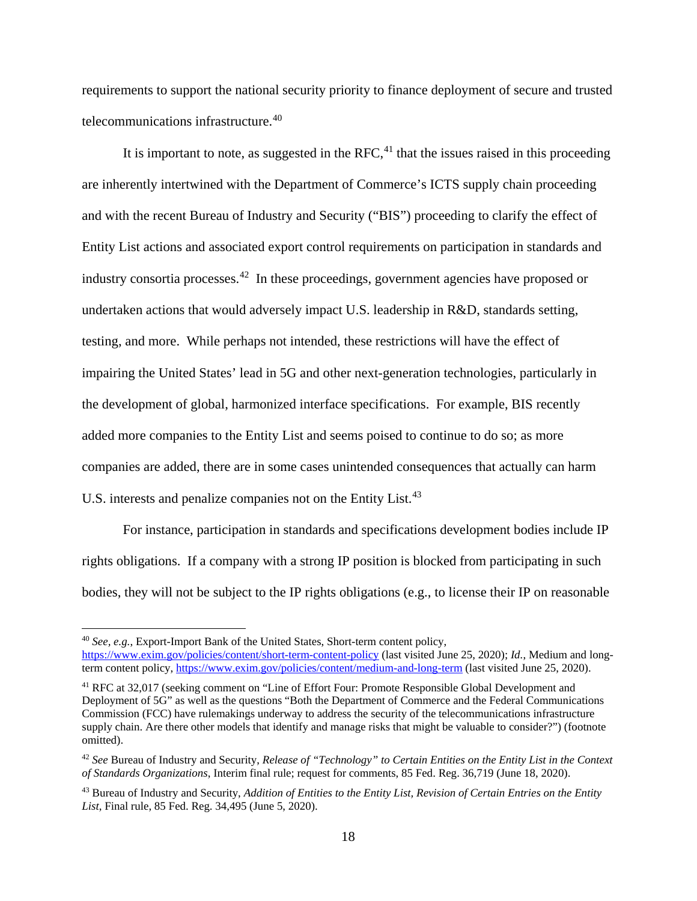requirements to support the national security priority to finance deployment of secure and trusted telecommunications infrastructure.[40]

It is important to note, as suggested in the RFC,[41] that the issues raised in this proceeding are inherently intertwined with the Department of Commerce's ICTS supply chain proceeding and with the recent Bureau of Industry and Security ("BIS") proceeding to clarify the effect of Entity List actions and associated export control requirements on participation in standards and industry consortia processes.[42] In these proceedings, government agencies have proposed or undertaken actions that would adversely impact U.S. leadership in R&D, standards setting, testing, and more. While perhaps not intended, these restrictions will have the effect of impairing the United States' lead in 5G and other next-generation technologies, particularly in the development of global, harmonized interface specifications. For example, BIS recently added more companies to the Entity List and seems poised to continue to do so; as more companies are added, there are in some cases unintended consequences that actually can harm U.S. interests and penalize companies not on the Entity List.[43]

For instance, participation in standards and specifications development bodies include IP rights obligations. If a company with a strong IP position is blocked from participating in such bodies, they will not be subject to the IP rights obligations (e.g., to license their IP on reasonable

---

[40] *See, e.g.,* Export-Import Bank of the United States, Short-term content policy, https://www.exim.gov/policies/content/short-term-content-policy (last visited June 25, 2020); *Id.,* Medium and long-term content policy, https://www.exim.gov/policies/content/medium-and-long-term (last visited June 25, 2020).

[41] RFC at 32,017 (seeking comment on "Line of Effort Four: Promote Responsible Global Development and Deployment of 5G" as well as the questions "Both the Department of Commerce and the Federal Communications Commission (FCC) have rulemakings underway to address the security of the telecommunications infrastructure supply chain. Are there other models that identify and manage risks that might be valuable to consider?") (footnote omitted).

[42] *See* Bureau of Industry and Security, *Release of "Technology" to Certain Entities on the Entity List in the Context of Standards Organizations*, Interim final rule; request for comments, 85 Fed. Reg. 36,719 (June 18, 2020).

[43] Bureau of Industry and Security, *Addition of Entities to the Entity List, Revision of Certain Entries on the Entity List*, Final rule, 85 Fed. Reg. 34,495 (June 5, 2020).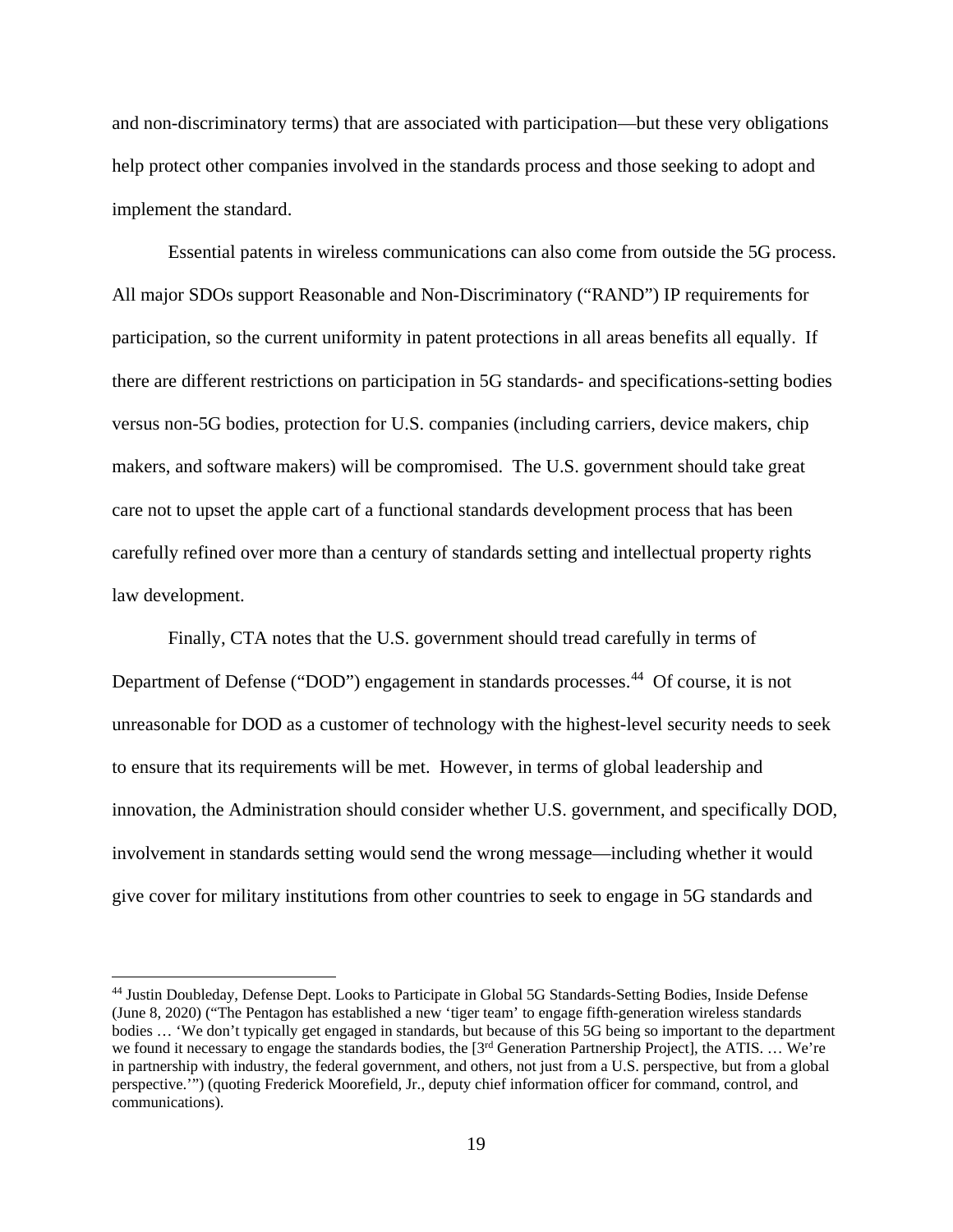and non-discriminatory terms) that are associated with participation—but these very obligations help protect other companies involved in the standards process and those seeking to adopt and implement the standard.

Essential patents in wireless communications can also come from outside the 5G process. All major SDOs support Reasonable and Non-Discriminatory ("RAND") IP requirements for participation, so the current uniformity in patent protections in all areas benefits all equally. If there are different restrictions on participation in 5G standards- and specifications-setting bodies versus non-5G bodies, protection for U.S. companies (including carriers, device makers, chip makers, and software makers) will be compromised. The U.S. government should take great care not to upset the apple cart of a functional standards development process that has been carefully refined over more than a century of standards setting and intellectual property rights law development.

Finally, CTA notes that the U.S. government should tread carefully in terms of Department of Defense ("DOD") engagement in standards processes.[44] Of course, it is not unreasonable for DOD as a customer of technology with the highest-level security needs to seek to ensure that its requirements will be met. However, in terms of global leadership and innovation, the Administration should consider whether U.S. government, and specifically DOD, involvement in standards setting would send the wrong message—including whether it would give cover for military institutions from other countries to seek to engage in 5G standards and

---

[44] Justin Doubleday, Defense Dept. Looks to Participate in Global 5G Standards-Setting Bodies, Inside Defense (June 8, 2020) ("The Pentagon has established a new 'tiger team' to engage fifth-generation wireless standards bodies … 'We don't typically get engaged in standards, but because of this 5G being so important to the department we found it necessary to engage the standards bodies, the [3rd Generation Partnership Project], the ATIS. … We're in partnership with industry, the federal government, and others, not just from a U.S. perspective, but from a global perspective.'") (quoting Frederick Moorefield, Jr., deputy chief information officer for command, control, and communications).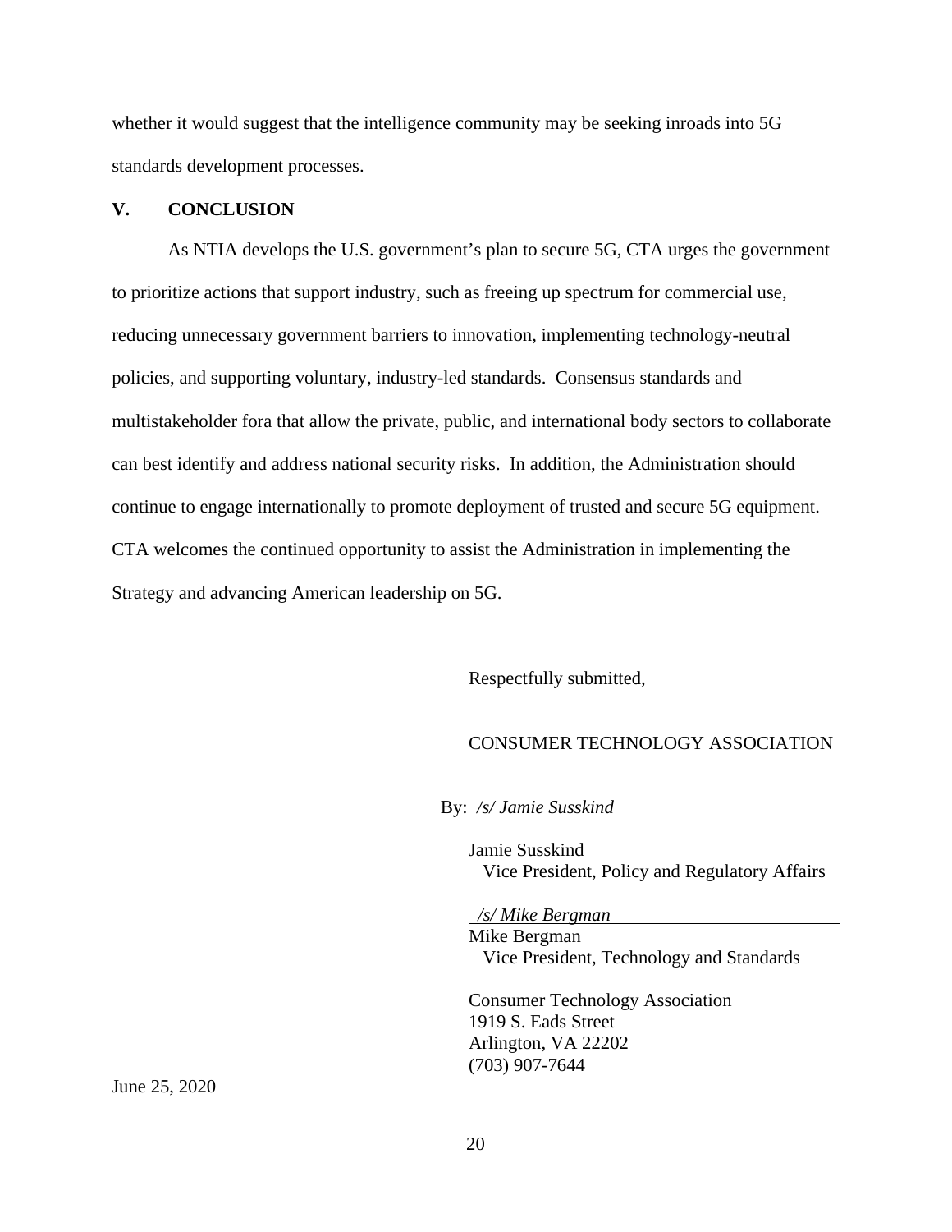whether it would suggest that the intelligence community may be seeking inroads into 5G standards development processes.

## V. CONCLUSION

As NTIA develops the U.S. government's plan to secure 5G, CTA urges the government to prioritize actions that support industry, such as freeing up spectrum for commercial use, reducing unnecessary government barriers to innovation, implementing technology-neutral policies, and supporting voluntary, industry-led standards. Consensus standards and multistakeholder fora that allow the private, public, and international body sectors to collaborate can best identify and address national security risks. In addition, the Administration should continue to engage internationally to promote deployment of trusted and secure 5G equipment. CTA welcomes the continued opportunity to assist the Administration in implementing the Strategy and advancing American leadership on 5G.

Respectfully submitted,

CONSUMER TECHNOLOGY ASSOCIATION

By: *_/s/ Jamie Susskind_*

Jamie Susskind
Vice President, Policy and Regulatory Affairs

*_/s/ Mike Bergman_*
Mike Bergman
Vice President, Technology and Standards

Consumer Technology Association
1919 S. Eads Street
Arlington, VA 22202
(703) 907-7644

June 25, 2020